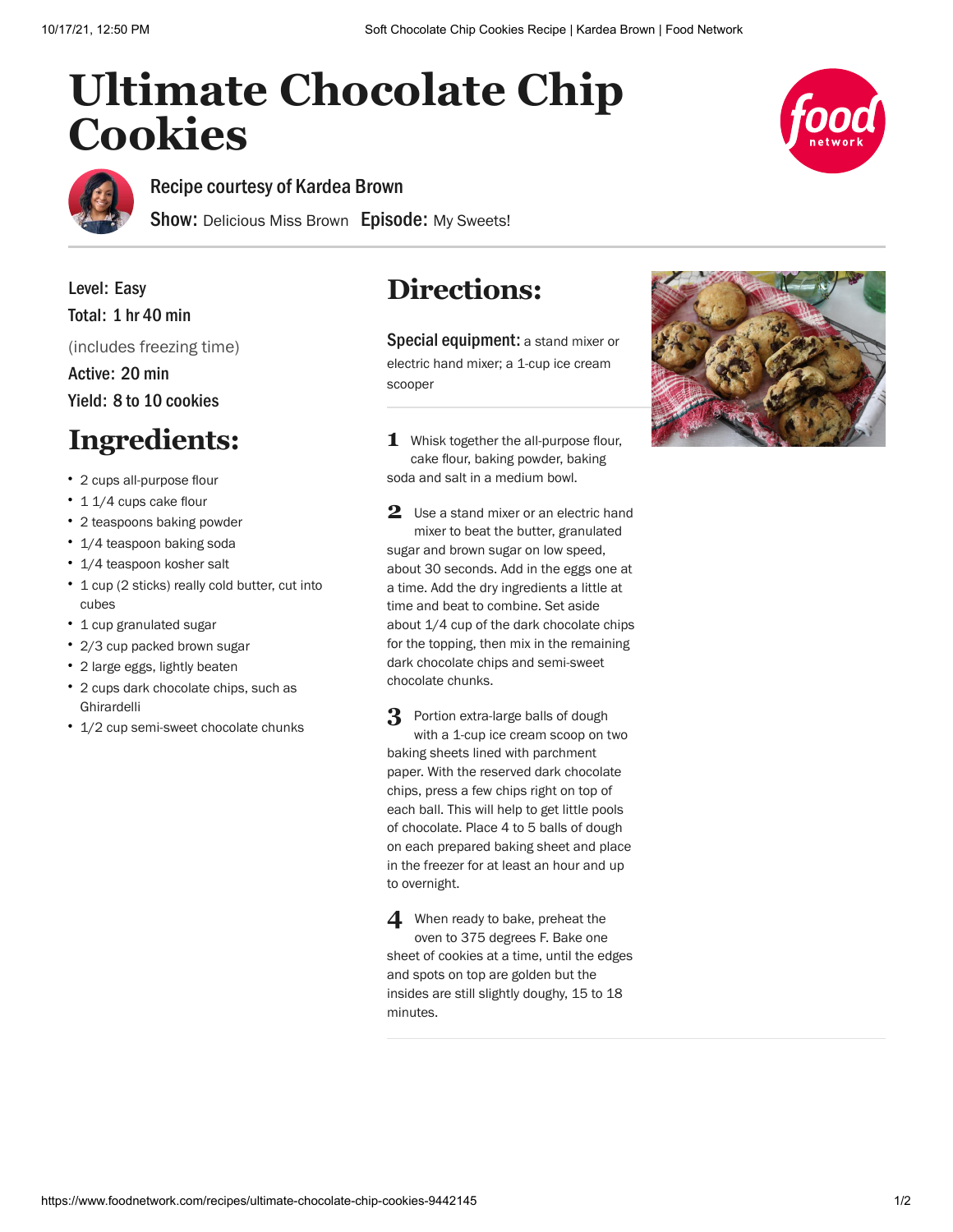# Ultimate Chocolate Chip Cookies

Recipe courtesy of Kardea Brown

**Show:** Delicious Miss Brown **Episode:** My Sweets!

**Level:** Easy

**Total:** 1 hr 40 min

(includes freezing time)

**Active:** 20 min

**Yield:** 8 to 10 cookies

## Ingredients:

- 2 cups all-purpose flour
- 1 1/4 cups cake flour
- 2 teaspoons baking powder
- 1/4 teaspoon baking soda
- 1/4 teaspoon kosher salt
- 1 cup (2 sticks) really cold butter, cut into cubes
- 1 cup granulated sugar
- 2/3 cup packed brown sugar
- 2 large eggs, lightly beaten
- 2 cups dark chocolate chips, such as Ghirardelli
- 1/2 cup semi-sweet chocolate chunks

## Directions:

**Special equipment:** a stand mixer or electric hand mixer; a 1-cup ice cream scooper

1. Whisk together the all-purpose flour, cake flour, baking powder, baking soda and salt in a medium bowl.

2. Use a stand mixer or an electric hand mixer to beat the butter, granulated sugar and brown sugar on low speed, about 30 seconds. Add in the eggs one at a time. Add the dry ingredients a little at time and beat to combine. Set aside about 1/4 cup of the dark chocolate chips for the topping, then mix in the remaining dark chocolate chips and semi-sweet chocolate chunks.

3. Portion extra-large balls of dough with a 1-cup ice cream scoop on two baking sheets lined with parchment paper. With the reserved dark chocolate chips, press a few chips right on top of each ball. This will help to get little pools of chocolate. Place 4 to 5 balls of dough on each prepared baking sheet and place in the freezer for at least an hour and up to overnight.

4. When ready to bake, preheat the oven to 375 degrees F. Bake one sheet of cookies at a time, until the edges and spots on top are golden but the insides are still slightly doughy, 15 to 18 minutes.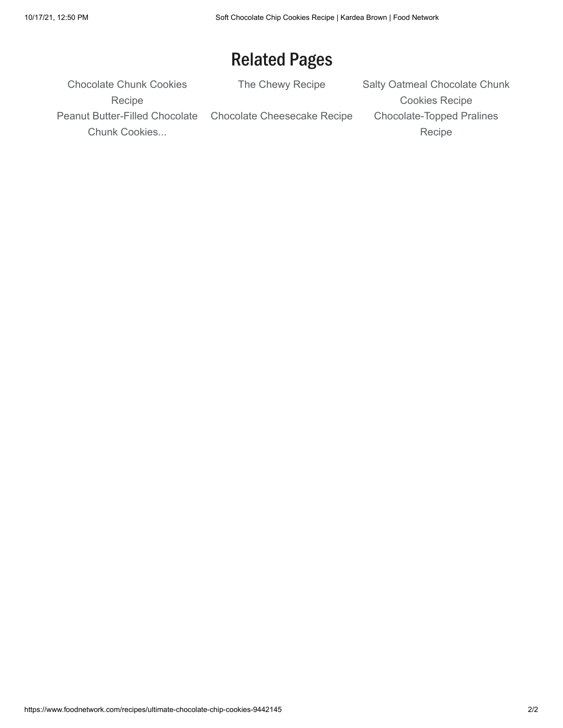## Related Pages

Chocolate Chunk Cookies Recipe

The Chewy Recipe

Salty Oatmeal Chocolate Chunk Cookies Recipe

Peanut Butter-Filled Chocolate Chunk Cookies...

Chocolate Cheesecake Recipe

Chocolate-Topped Pralines Recipe